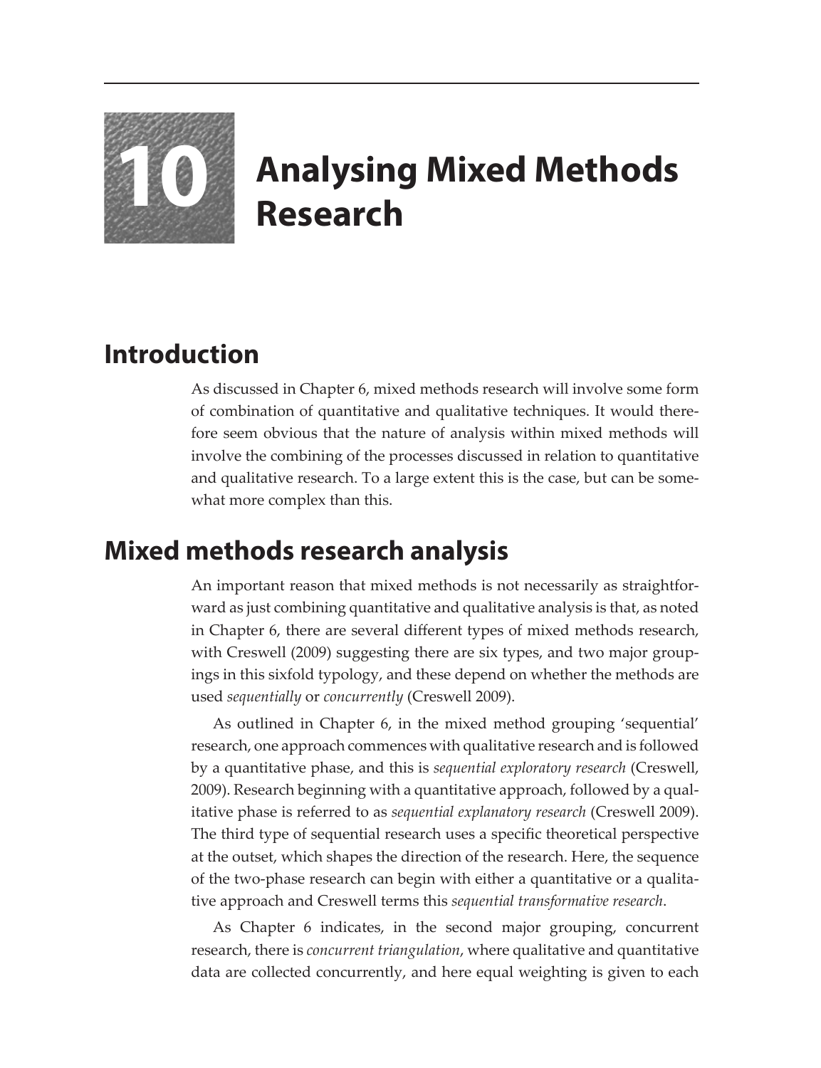# 10 Analysing Mixed Methods Research

## Introduction

As discussed in Chapter 6, mixed methods research will involve some form of combination of quantitative and qualitative techniques. It would therefore seem obvious that the nature of analysis within mixed methods will involve the combining of the processes discussed in relation to quantitative and qualitative research. To a large extent this is the case, but can be somewhat more complex than this.

## Mixed methods research analysis

An important reason that mixed methods is not necessarily as straightforward as just combining quantitative and qualitative analysis is that, as noted in Chapter 6, there are several different types of mixed methods research, with Creswell (2009) suggesting there are six types, and two major groupings in this sixfold typology, and these depend on whether the methods are used *sequentially* or *concurrently* (Creswell 2009).

As outlined in Chapter 6, in the mixed method grouping 'sequential' research, one approach commences with qualitative research and is followed by a quantitative phase, and this is *sequential exploratory research* (Creswell, 2009). Research beginning with a quantitative approach, followed by a qualitative phase is referred to as *sequential explanatory research* (Creswell 2009). The third type of sequential research uses a specific theoretical perspective at the outset, which shapes the direction of the research. Here, the sequence of the two-phase research can begin with either a quantitative or a qualitative approach and Creswell terms this *sequential transformative research*.

As Chapter 6 indicates, in the second major grouping, concurrent research, there is *concurrent triangulation*, where qualitative and quantitative data are collected concurrently, and here equal weighting is given to each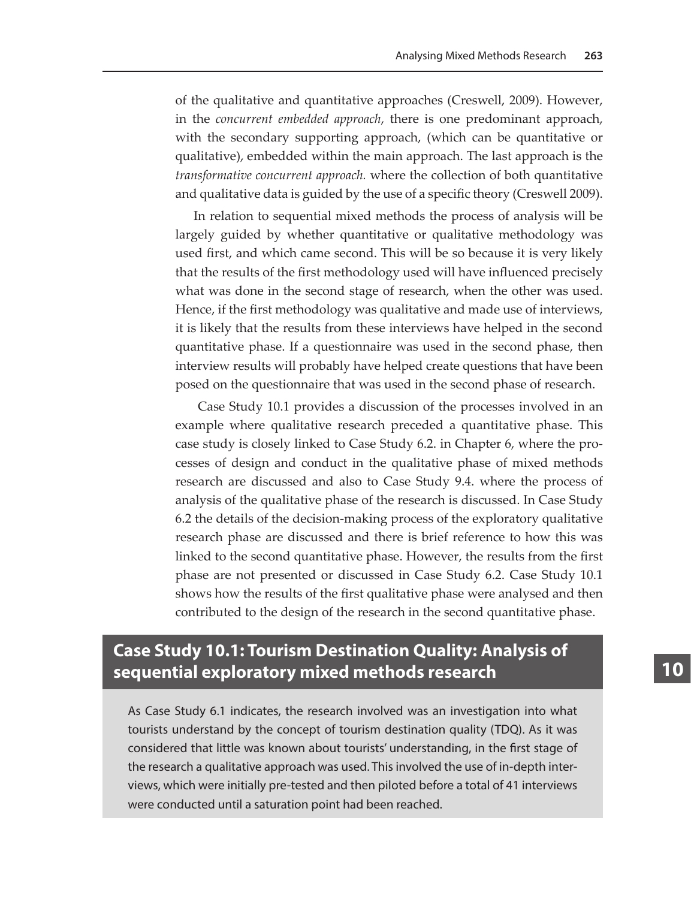of the qualitative and quantitative approaches (Creswell, 2009). However, in the *concurrent embedded approach*, there is one predominant approach, with the secondary supporting approach, (which can be quantitative or qualitative), embedded within the main approach. The last approach is the *transformative concurrent approach.* where the collection of both quantitative and qualitative data is guided by the use of a specific theory (Creswell 2009).

In relation to sequential mixed methods the process of analysis will be largely guided by whether quantitative or qualitative methodology was used first, and which came second. This will be so because it is very likely that the results of the first methodology used will have influenced precisely what was done in the second stage of research, when the other was used. Hence, if the first methodology was qualitative and made use of interviews, it is likely that the results from these interviews have helped in the second quantitative phase. If a questionnaire was used in the second phase, then interview results will probably have helped create questions that have been posed on the questionnaire that was used in the second phase of research.

Case Study 10.1 provides a discussion of the processes involved in an example where qualitative research preceded a quantitative phase. This case study is closely linked to Case Study 6.2. in Chapter 6, where the processes of design and conduct in the qualitative phase of mixed methods research are discussed and also to Case Study 9.4. where the process of analysis of the qualitative phase of the research is discussed. In Case Study 6.2 the details of the decision-making process of the exploratory qualitative research phase are discussed and there is brief reference to how this was linked to the second quantitative phase. However, the results from the first phase are not presented or discussed in Case Study 6.2. Case Study 10.1 shows how the results of the first qualitative phase were analysed and then contributed to the design of the research in the second quantitative phase.

## Case Study 10.1: Tourism Destination Quality: Analysis of sequential exploratory mixed methods research

As Case Study 6.1 indicates, the research involved was an investigation into what tourists understand by the concept of tourism destination quality (TDQ). As it was considered that little was known about tourists' understanding, in the first stage of the research a qualitative approach was used. This involved the use of in-depth interviews, which were initially pre-tested and then piloted before a total of 41 interviews were conducted until a saturation point had been reached.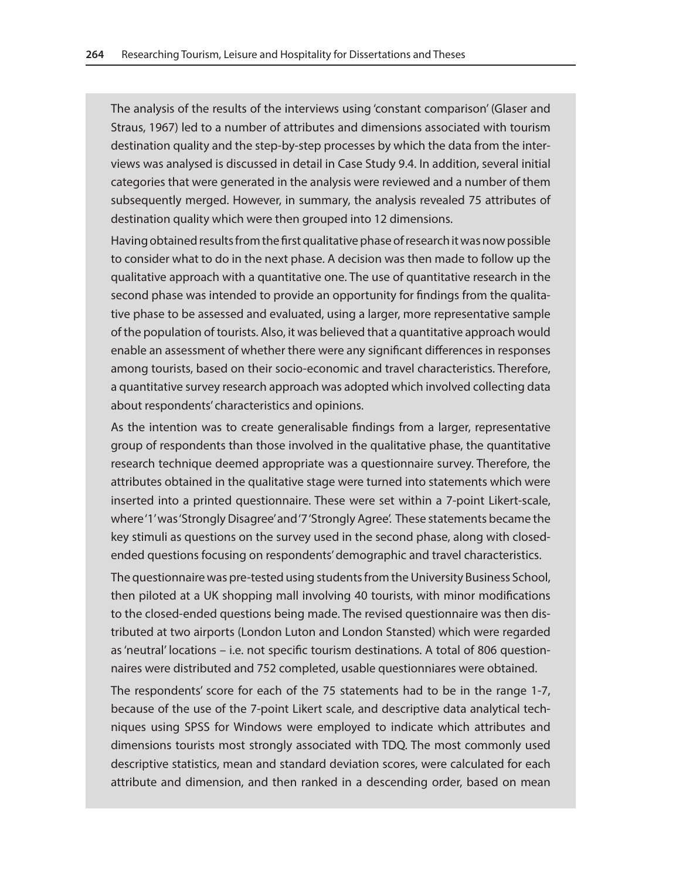The analysis of the results of the interviews using 'constant comparison' (Glaser and Straus, 1967) led to a number of attributes and dimensions associated with tourism destination quality and the step-by-step processes by which the data from the interviews was analysed is discussed in detail in Case Study 9.4. In addition, several initial categories that were generated in the analysis were reviewed and a number of them subsequently merged. However, in summary, the analysis revealed 75 attributes of destination quality which were then grouped into 12 dimensions.

Having obtained results from the first qualitative phase of research it was now possible to consider what to do in the next phase. A decision was then made to follow up the qualitative approach with a quantitative one. The use of quantitative research in the second phase was intended to provide an opportunity for findings from the qualitative phase to be assessed and evaluated, using a larger, more representative sample of the population of tourists. Also, it was believed that a quantitative approach would enable an assessment of whether there were any significant differences in responses among tourists, based on their socio-economic and travel characteristics. Therefore, a quantitative survey research approach was adopted which involved collecting data about respondents' characteristics and opinions.

As the intention was to create generalisable findings from a larger, representative group of respondents than those involved in the qualitative phase, the quantitative research technique deemed appropriate was a questionnaire survey. Therefore, the attributes obtained in the qualitative stage were turned into statements which were inserted into a printed questionnaire. These were set within a 7-point Likert-scale, where '1' was 'Strongly Disagree' and '7 'Strongly Agree'. These statements became the key stimuli as questions on the survey used in the second phase, along with closed-ended questions focusing on respondents' demographic and travel characteristics.

The questionnaire was pre-tested using students from the University Business School, then piloted at a UK shopping mall involving 40 tourists, with minor modifications to the closed-ended questions being made. The revised questionnaire was then distributed at two airports (London Luton and London Stansted) which were regarded as 'neutral' locations – i.e. not specific tourism destinations. A total of 806 questionnaires were distributed and 752 completed, usable questionniares were obtained.

The respondents' score for each of the 75 statements had to be in the range 1-7, because of the use of the 7-point Likert scale, and descriptive data analytical techniques using SPSS for Windows were employed to indicate which attributes and dimensions tourists most strongly associated with TDQ. The most commonly used descriptive statistics, mean and standard deviation scores, were calculated for each attribute and dimension, and then ranked in a descending order, based on mean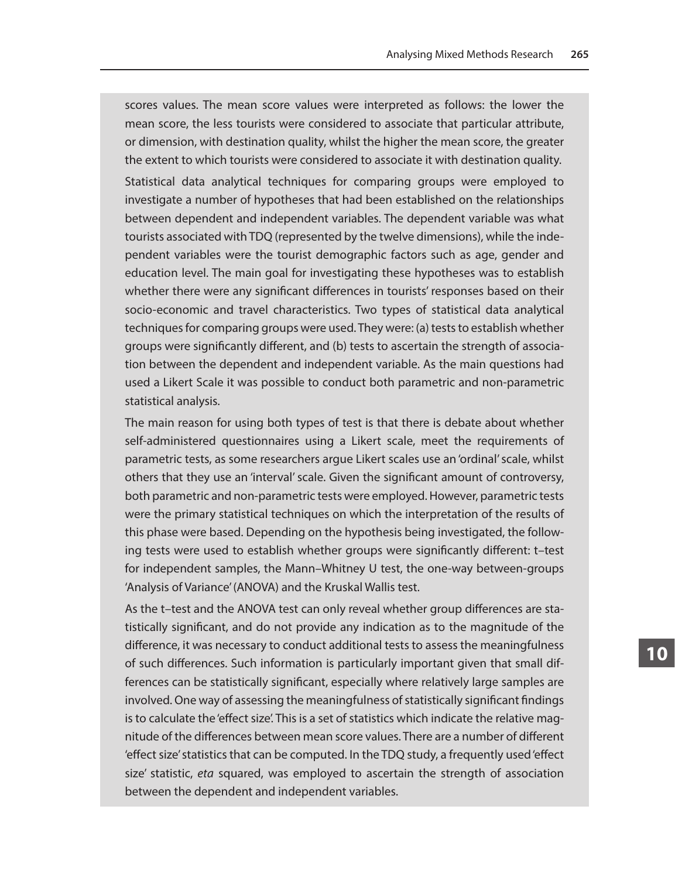scores values. The mean score values were interpreted as follows: the lower the mean score, the less tourists were considered to associate that particular attribute, or dimension, with destination quality, whilst the higher the mean score, the greater the extent to which tourists were considered to associate it with destination quality.

Statistical data analytical techniques for comparing groups were employed to investigate a number of hypotheses that had been established on the relationships between dependent and independent variables. The dependent variable was what tourists associated with TDQ (represented by the twelve dimensions), while the independent variables were the tourist demographic factors such as age, gender and education level. The main goal for investigating these hypotheses was to establish whether there were any significant differences in tourists' responses based on their socio-economic and travel characteristics. Two types of statistical data analytical techniques for comparing groups were used. They were: (a) tests to establish whether groups were significantly different, and (b) tests to ascertain the strength of association between the dependent and independent variable. As the main questions had used a Likert Scale it was possible to conduct both parametric and non-parametric statistical analysis.

The main reason for using both types of test is that there is debate about whether self-administered questionnaires using a Likert scale, meet the requirements of parametric tests, as some researchers argue Likert scales use an 'ordinal' scale, whilst others that they use an 'interval' scale. Given the significant amount of controversy, both parametric and non-parametric tests were employed. However, parametric tests were the primary statistical techniques on which the interpretation of the results of this phase were based. Depending on the hypothesis being investigated, the following tests were used to establish whether groups were significantly different: t–test for independent samples, the Mann–Whitney U test, the one-way between-groups 'Analysis of Variance' (ANOVA) and the Kruskal Wallis test.

As the t–test and the ANOVA test can only reveal whether group differences are statistically significant, and do not provide any indication as to the magnitude of the difference, it was necessary to conduct additional tests to assess the meaningfulness of such differences. Such information is particularly important given that small differences can be statistically significant, especially where relatively large samples are involved. One way of assessing the meaningfulness of statistically significant findings is to calculate the 'effect size'. This is a set of statistics which indicate the relative magnitude of the differences between mean score values. There are a number of different 'effect size' statistics that can be computed. In the TDQ study, a frequently used 'effect size' statistic, *eta* squared, was employed to ascertain the strength of association between the dependent and independent variables.